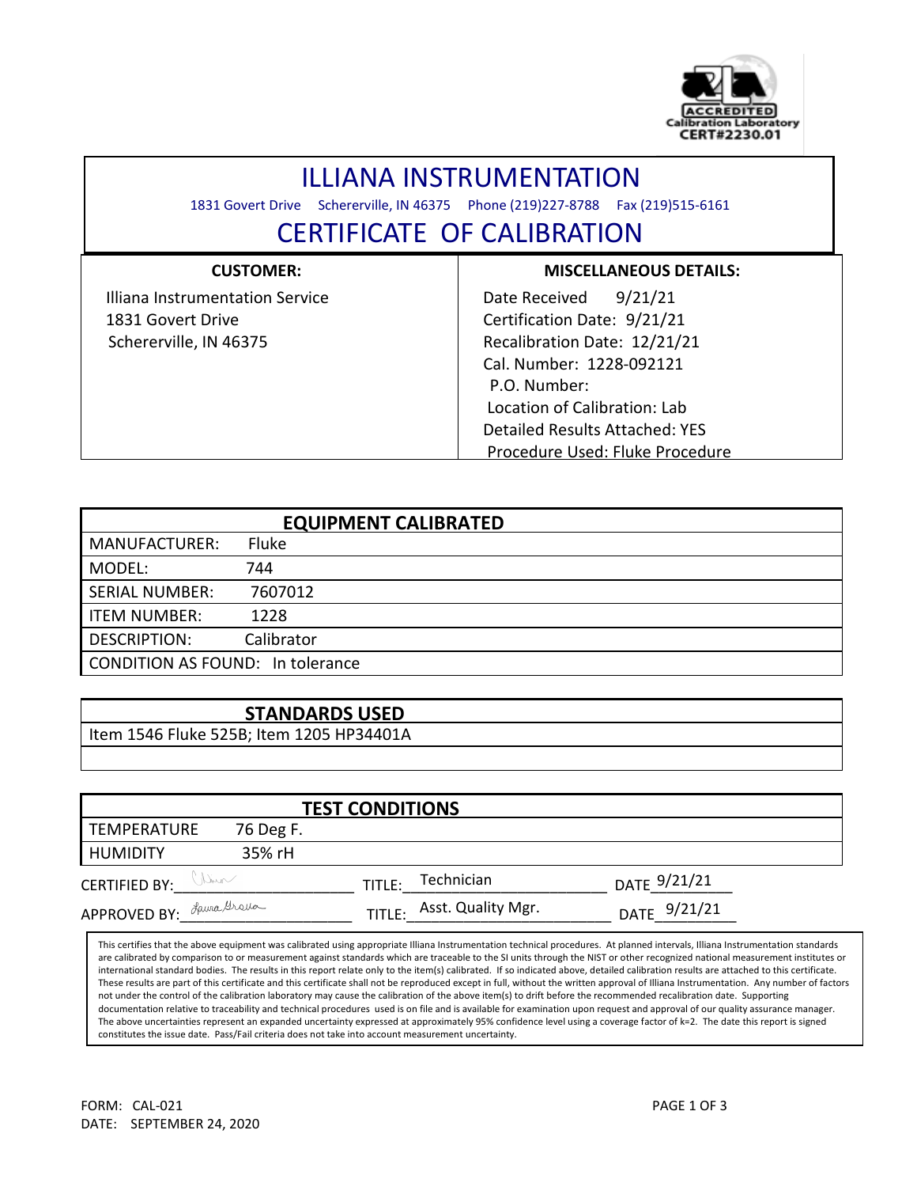ACCREDITED Calibration Laboratory CERT#2230.01

# ILLIANA INSTRUMENTATION

1831 Govert Drive Schererville, IN 46375 Phone (219)227-8788 Fax (219)515-6161

## CERTIFICATE OF CALIBRATION

| CUSTOMER: | MISCELLANEOUS DETAILS: |
|---|---|
| Illiana Instrumentation Service<br>1831 Govert Drive<br>Schererville, IN 46375 | Date Received 9/21/21<br>Certification Date: 9/21/21<br>Recalibration Date: 12/21/21<br>Cal. Number: 1228-092121<br>P.O. Number:<br>Location of Calibration: Lab<br>Detailed Results Attached: YES<br>Procedure Used: Fluke Procedure |

| EQUIPMENT CALIBRATED | |
|---|---|
| MANUFACTURER: | Fluke |
| MODEL: | 744 |
| SERIAL NUMBER: | 7607012 |
| ITEM NUMBER: | 1228 |
| DESCRIPTION: | Calibrator |
| CONDITION AS FOUND: | In tolerance |

| STANDARDS USED |
|---|
| Item 1546 Fluke 525B; Item 1205 HP34401A |

| TEST CONDITIONS | |
|---|---|
| TEMPERATURE | 76 Deg F. |
| HUMIDITY | 35% rH |

CERTIFIED BY: *(signature)* TITLE: Technician DATE 9/21/21

APPROVED BY: *(signature)* TITLE: Asst. Quality Mgr. DATE 9/21/21

This certifies that the above equipment was calibrated using appropriate Illiana Instrumentation technical procedures. At planned intervals, Illiana Instrumentation standards are calibrated by comparison to or measurement against standards which are traceable to the SI units through the NIST or other recognized national measurement institutes or international standard bodies. The results in this report relate only to the item(s) calibrated. If so indicated above, detailed calibration results are attached to this certificate. These results are part of this certificate and this certificate shall not be reproduced except in full, without the written approval of Illiana Instrumentation. Any number of factors not under the control of the calibration laboratory may cause the calibration of the above item(s) to drift before the recommended recalibration date. Supporting documentation relative to traceability and technical procedures used is on file and is available for examination upon request and approval of our quality assurance manager. The above uncertainties represent an expanded uncertainty expressed at approximately 95% confidence level using a coverage factor of k=2. The date this report is signed constitutes the issue date. Pass/Fail criteria does not take into account measurement uncertainty.

FORM: CAL-021
DATE: SEPTEMBER 24, 2020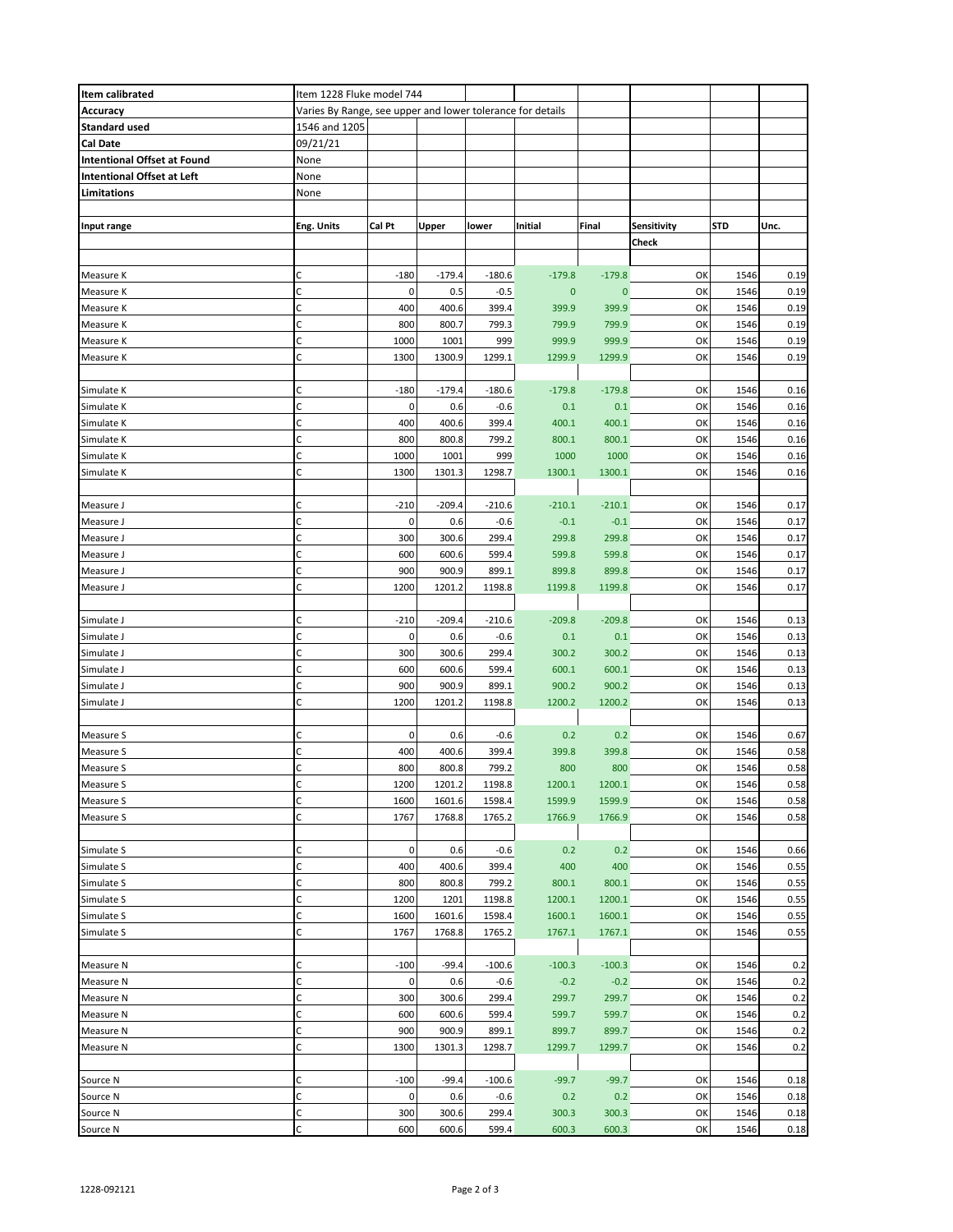| Item calibrated | Item 1228 Fluke model 744 | | | | | | | |
|---|---|---|---|---|---|---|---|---|
| Accuracy | Varies By Range, see upper and lower tolerance for details | | | | | | | |
| Standard used | 1546 and 1205 | | | | | | | |
| Cal Date | 09/21/21 | | | | | | | |
| Intentional Offset at Found | None | | | | | | | |
| Intentional Offset at Left | None | | | | | | | |
| Limitations | None | | | | | | | |
| | | | | | | | | |
| Input range | Eng. Units | Cal Pt | Upper | lower | Initial | Final | Sensitivity Check | STD | Unc. |
| | | | | | | | | |
| Measure K | C | -180 | -179.4 | -180.6 | -179.8 | -179.8 | OK | 1546 | 0.19 |
| Measure K | C | 0 | 0.5 | -0.5 | 0 | 0 | OK | 1546 | 0.19 |
| Measure K | C | 400 | 400.6 | 399.4 | 399.9 | 399.9 | OK | 1546 | 0.19 |
| Measure K | C | 800 | 800.7 | 799.3 | 799.9 | 799.9 | OK | 1546 | 0.19 |
| Measure K | C | 1000 | 1001 | 999 | 999.9 | 999.9 | OK | 1546 | 0.19 |
| Measure K | C | 1300 | 1300.9 | 1299.1 | 1299.9 | 1299.9 | OK | 1546 | 0.19 |
| | | | | | | | | | |
| Simulate K | C | -180 | -179.4 | -180.6 | -179.8 | -179.8 | OK | 1546 | 0.16 |
| Simulate K | C | 0 | 0.6 | -0.6 | 0.1 | 0.1 | OK | 1546 | 0.16 |
| Simulate K | C | 400 | 400.6 | 399.4 | 400.1 | 400.1 | OK | 1546 | 0.16 |
| Simulate K | C | 800 | 800.8 | 799.2 | 800.1 | 800.1 | OK | 1546 | 0.16 |
| Simulate K | C | 1000 | 1001 | 999 | 1000 | 1000 | OK | 1546 | 0.16 |
| Simulate K | C | 1300 | 1301.3 | 1298.7 | 1300.1 | 1300.1 | OK | 1546 | 0.16 |
| | | | | | | | | | |
| Measure J | C | -210 | -209.4 | -210.6 | -210.1 | -210.1 | OK | 1546 | 0.17 |
| Measure J | C | 0 | 0.6 | -0.6 | -0.1 | -0.1 | OK | 1546 | 0.17 |
| Measure J | C | 300 | 300.6 | 299.4 | 299.8 | 299.8 | OK | 1546 | 0.17 |
| Measure J | C | 600 | 600.6 | 599.4 | 599.8 | 599.8 | OK | 1546 | 0.17 |
| Measure J | C | 900 | 900.9 | 899.1 | 899.8 | 899.8 | OK | 1546 | 0.17 |
| Measure J | C | 1200 | 1201.2 | 1198.8 | 1199.8 | 1199.8 | OK | 1546 | 0.17 |
| | | | | | | | | | |
| Simulate J | C | -210 | -209.4 | -210.6 | -209.8 | -209.8 | OK | 1546 | 0.13 |
| Simulate J | C | 0 | 0.6 | -0.6 | 0.1 | 0.1 | OK | 1546 | 0.13 |
| Simulate J | C | 300 | 300.6 | 299.4 | 300.2 | 300.2 | OK | 1546 | 0.13 |
| Simulate J | C | 600 | 600.6 | 599.4 | 600.1 | 600.1 | OK | 1546 | 0.13 |
| Simulate J | C | 900 | 900.9 | 899.1 | 900.2 | 900.2 | OK | 1546 | 0.13 |
| Simulate J | C | 1200 | 1201.2 | 1198.8 | 1200.2 | 1200.2 | OK | 1546 | 0.13 |
| | | | | | | | | | |
| Measure S | C | 0 | 0.6 | -0.6 | 0.2 | 0.2 | OK | 1546 | 0.67 |
| Measure S | C | 400 | 400.6 | 399.4 | 399.8 | 399.8 | OK | 1546 | 0.58 |
| Measure S | C | 800 | 800.8 | 799.2 | 800 | 800 | OK | 1546 | 0.58 |
| Measure S | C | 1200 | 1201.2 | 1198.8 | 1200.1 | 1200.1 | OK | 1546 | 0.58 |
| Measure S | C | 1600 | 1601.6 | 1598.4 | 1599.9 | 1599.9 | OK | 1546 | 0.58 |
| Measure S | C | 1767 | 1768.8 | 1765.2 | 1766.9 | 1766.9 | OK | 1546 | 0.58 |
| | | | | | | | | | |
| Simulate S | C | 0 | 0.6 | -0.6 | 0.2 | 0.2 | OK | 1546 | 0.66 |
| Simulate S | C | 400 | 400.6 | 399.4 | 400 | 400 | OK | 1546 | 0.55 |
| Simulate S | C | 800 | 800.8 | 799.2 | 800.1 | 800.1 | OK | 1546 | 0.55 |
| Simulate S | C | 1200 | 1201 | 1198.8 | 1200.1 | 1200.1 | OK | 1546 | 0.55 |
| Simulate S | C | 1600 | 1601.6 | 1598.4 | 1600.1 | 1600.1 | OK | 1546 | 0.55 |
| Simulate S | C | 1767 | 1768.8 | 1765.2 | 1767.1 | 1767.1 | OK | 1546 | 0.55 |
| | | | | | | | | | |
| Measure N | C | -100 | -99.4 | -100.6 | -100.3 | -100.3 | OK | 1546 | 0.2 |
| Measure N | C | 0 | 0.6 | -0.6 | -0.2 | -0.2 | OK | 1546 | 0.2 |
| Measure N | C | 300 | 300.6 | 299.4 | 299.7 | 299.7 | OK | 1546 | 0.2 |
| Measure N | C | 600 | 600.6 | 599.4 | 599.7 | 599.7 | OK | 1546 | 0.2 |
| Measure N | C | 900 | 900.9 | 899.1 | 899.7 | 899.7 | OK | 1546 | 0.2 |
| Measure N | C | 1300 | 1301.3 | 1298.7 | 1299.7 | 1299.7 | OK | 1546 | 0.2 |
| | | | | | | | | | |
| Source N | C | -100 | -99.4 | -100.6 | -99.7 | -99.7 | OK | 1546 | 0.18 |
| Source N | C | 0 | 0.6 | -0.6 | 0.2 | 0.2 | OK | 1546 | 0.18 |
| Source N | C | 300 | 300.6 | 299.4 | 300.3 | 300.3 | OK | 1546 | 0.18 |
| Source N | C | 600 | 600.6 | 599.4 | 600.3 | 600.3 | OK | 1546 | 0.18 |

1228-092121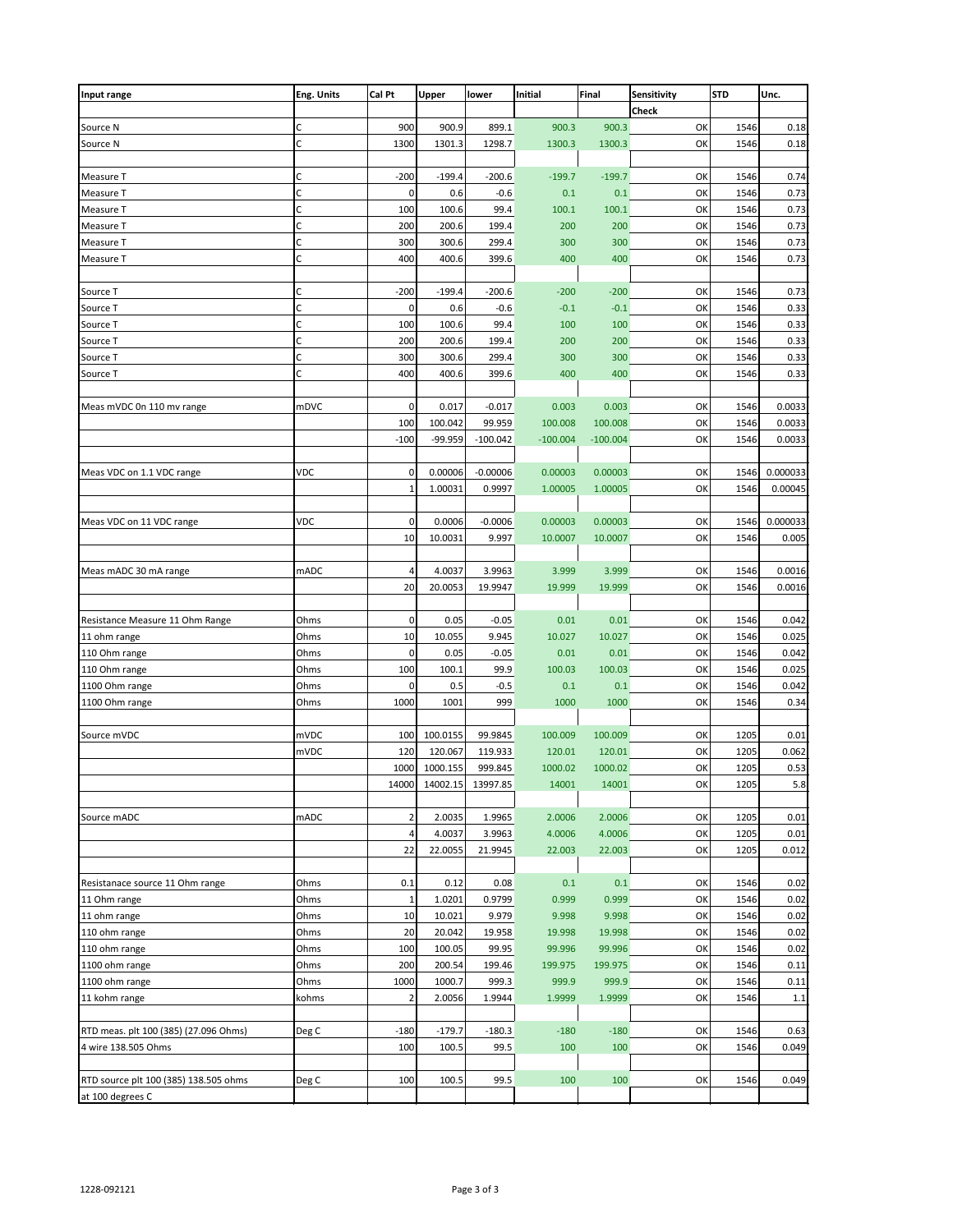| Input range | Eng. Units | Cal Pt | Upper | lower | Initial | Final | Sensitivity Check | STD | Unc. |
|---|---|---|---|---|---|---|---|---|---|
| Source N | C | 900 | 900.9 | 899.1 | 900.3 | 900.3 | OK | 1546 | 0.18 |
| Source N | C | 1300 | 1301.3 | 1298.7 | 1300.3 | 1300.3 | OK | 1546 | 0.18 |
| | | | | | | | | | |
| Measure T | C | -200 | -199.4 | -200.6 | -199.7 | -199.7 | OK | 1546 | 0.74 |
| Measure T | C | 0 | 0.6 | -0.6 | 0.1 | 0.1 | OK | 1546 | 0.73 |
| Measure T | C | 100 | 100.6 | 99.4 | 100.1 | 100.1 | OK | 1546 | 0.73 |
| Measure T | C | 200 | 200.6 | 199.4 | 200 | 200 | OK | 1546 | 0.73 |
| Measure T | C | 300 | 300.6 | 299.4 | 300 | 300 | OK | 1546 | 0.73 |
| Measure T | C | 400 | 400.6 | 399.6 | 400 | 400 | OK | 1546 | 0.73 |
| | | | | | | | | | |
| Source T | C | -200 | -199.4 | -200.6 | -200 | -200 | OK | 1546 | 0.73 |
| Source T | C | 0 | 0.6 | -0.6 | -0.1 | -0.1 | OK | 1546 | 0.33 |
| Source T | C | 100 | 100.6 | 99.4 | 100 | 100 | OK | 1546 | 0.33 |
| Source T | C | 200 | 200.6 | 199.4 | 200 | 200 | OK | 1546 | 0.33 |
| Source T | C | 300 | 300.6 | 299.4 | 300 | 300 | OK | 1546 | 0.33 |
| Source T | C | 400 | 400.6 | 399.6 | 400 | 400 | OK | 1546 | 0.33 |
| | | | | | | | | | |
| Meas mVDC 0n 110 mv range | mDVC | 0 | 0.017 | -0.017 | 0.003 | 0.003 | OK | 1546 | 0.0033 |
| | | 100 | 100.042 | 99.959 | 100.008 | 100.008 | OK | 1546 | 0.0033 |
| | | -100 | -99.959 | -100.042 | -100.004 | -100.004 | OK | 1546 | 0.0033 |
| | | | | | | | | | |
| Meas VDC on 1.1 VDC range | VDC | 0 | 0.00006 | -0.00006 | 0.00003 | 0.00003 | OK | 1546 | 0.000033 |
| | | 1 | 1.00031 | 0.9997 | 1.00005 | 1.00005 | OK | 1546 | 0.00045 |
| | | | | | | | | | |
| Meas VDC on 11 VDC range | VDC | 0 | 0.0006 | -0.0006 | 0.00003 | 0.00003 | OK | 1546 | 0.000033 |
| | | 10 | 10.0031 | 9.997 | 10.0007 | 10.0007 | OK | 1546 | 0.005 |
| | | | | | | | | | |
| Meas mADC 30 mA range | mADC | 4 | 4.0037 | 3.9963 | 3.999 | 3.999 | OK | 1546 | 0.0016 |
| | | 20 | 20.0053 | 19.9947 | 19.999 | 19.999 | OK | 1546 | 0.0016 |
| | | | | | | | | | |
| Resistance Measure 11 Ohm Range | Ohms | 0 | 0.05 | -0.05 | 0.01 | 0.01 | OK | 1546 | 0.042 |
| 11 ohm range | Ohms | 10 | 10.055 | 9.945 | 10.027 | 10.027 | OK | 1546 | 0.025 |
| 110 Ohm range | Ohms | 0 | 0.05 | -0.05 | 0.01 | 0.01 | OK | 1546 | 0.042 |
| 110 Ohm range | Ohms | 100 | 100.1 | 99.9 | 100.03 | 100.03 | OK | 1546 | 0.025 |
| 1100 Ohm range | Ohms | 0 | 0.5 | -0.5 | 0.1 | 0.1 | OK | 1546 | 0.042 |
| 1100 Ohm range | Ohms | 1000 | 1001 | 999 | 1000 | 1000 | OK | 1546 | 0.34 |
| | | | | | | | | | |
| Source mVDC | mVDC | 100 | 100.0155 | 99.9845 | 100.009 | 100.009 | OK | 1205 | 0.01 |
| | mVDC | 120 | 120.067 | 119.933 | 120.01 | 120.01 | OK | 1205 | 0.062 |
| | | 1000 | 1000.155 | 999.845 | 1000.02 | 1000.02 | OK | 1205 | 0.53 |
| | | 14000 | 14002.15 | 13997.85 | 14001 | 14001 | OK | 1205 | 5.8 |
| | | | | | | | | | |
| Source mADC | mADC | 2 | 2.0035 | 1.9965 | 2.0006 | 2.0006 | OK | 1205 | 0.01 |
| | | 4 | 4.0037 | 3.9963 | 4.0006 | 4.0006 | OK | 1205 | 0.01 |
| | | 22 | 22.0055 | 21.9945 | 22.003 | 22.003 | OK | 1205 | 0.012 |
| | | | | | | | | | |
| Resistanace source 11 Ohm range | Ohms | 0.1 | 0.12 | 0.08 | 0.1 | 0.1 | OK | 1546 | 0.02 |
| 11 Ohm range | Ohms | 1 | 1.0201 | 0.9799 | 0.999 | 0.999 | OK | 1546 | 0.02 |
| 11 ohm range | Ohms | 10 | 10.021 | 9.979 | 9.998 | 9.998 | OK | 1546 | 0.02 |
| 110 ohm range | Ohms | 20 | 20.042 | 19.958 | 19.998 | 19.998 | OK | 1546 | 0.02 |
| 110 ohm range | Ohms | 100 | 100.05 | 99.95 | 99.996 | 99.996 | OK | 1546 | 0.02 |
| 1100 ohm range | Ohms | 200 | 200.54 | 199.46 | 199.975 | 199.975 | OK | 1546 | 0.11 |
| 1100 ohm range | Ohms | 1000 | 1000.7 | 999.3 | 999.9 | 999.9 | OK | 1546 | 0.11 |
| 11 kohm range | kohms | 2 | 2.0056 | 1.9944 | 1.9999 | 1.9999 | OK | 1546 | 1.1 |
| | | | | | | | | | |
| RTD meas. plt 100 (385) (27.096 Ohms) | Deg C | -180 | -179.7 | -180.3 | -180 | -180 | OK | 1546 | 0.63 |
| 4 wire 138.505 Ohms | | 100 | 100.5 | 99.5 | 100 | 100 | OK | 1546 | 0.049 |
| | | | | | | | | | |
| RTD source plt 100 (385) 138.505 ohms | Deg C | 100 | 100.5 | 99.5 | 100 | 100 | OK | 1546 | 0.049 |
| at 100 degrees C | | | | | | | | | |

1228-092121